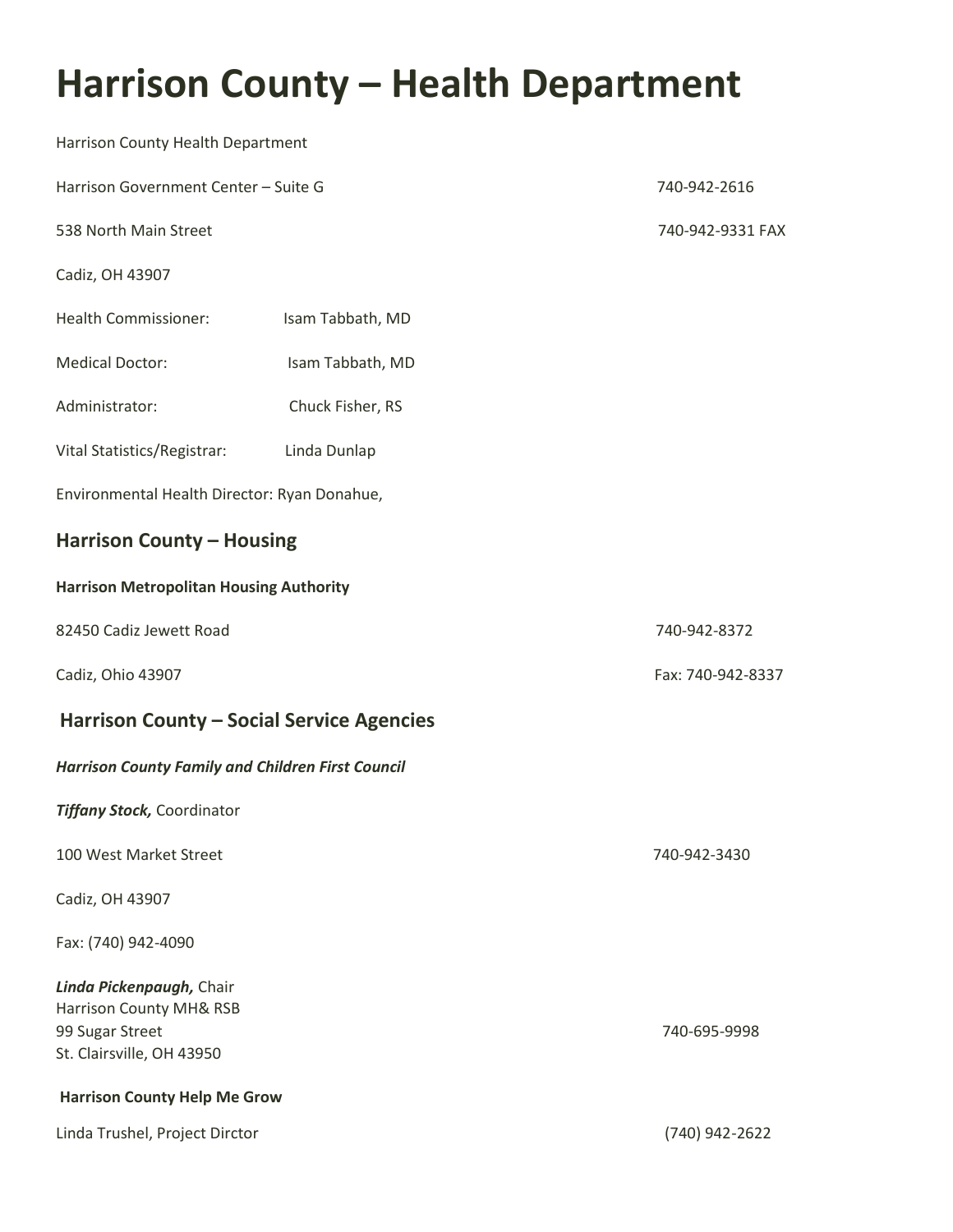# Harrison County – Health Department

Harrison County Health Department

Harrison Government Center – Suite G 740-942-2616

538 North Main Street 740-942-9331 FAX

Cadiz, OH 43907

Health Commissioner: Isam Tabbath, MD

Medical Doctor: Isam Tabbath, MD

Administrator: Chuck Fisher, RS

Vital Statistics/Registrar: Linda Dunlap

Environmental Health Director: Ryan Donahue,

## Harrison County – Housing

**Harrison Metropolitan Housing Authority**

82450 Cadiz Jewett Road 740-942-8372

Cadiz, Ohio 43907 Fax: 740-942-8337

## Harrison County – Social Service Agencies

***Harrison County Family and Children First Council***

***Tiffany Stock,*** Coordinator

100 West Market Street 740-942-3430

Cadiz, OH 43907

Fax: (740) 942-4090

***Linda Pickenpaugh,*** Chair
Harrison County MH& RSB
99 Sugar Street 740-695-9998
St. Clairsville, OH 43950

**Harrison County Help Me Grow**

Linda Trushel, Project Dirctor (740) 942-2622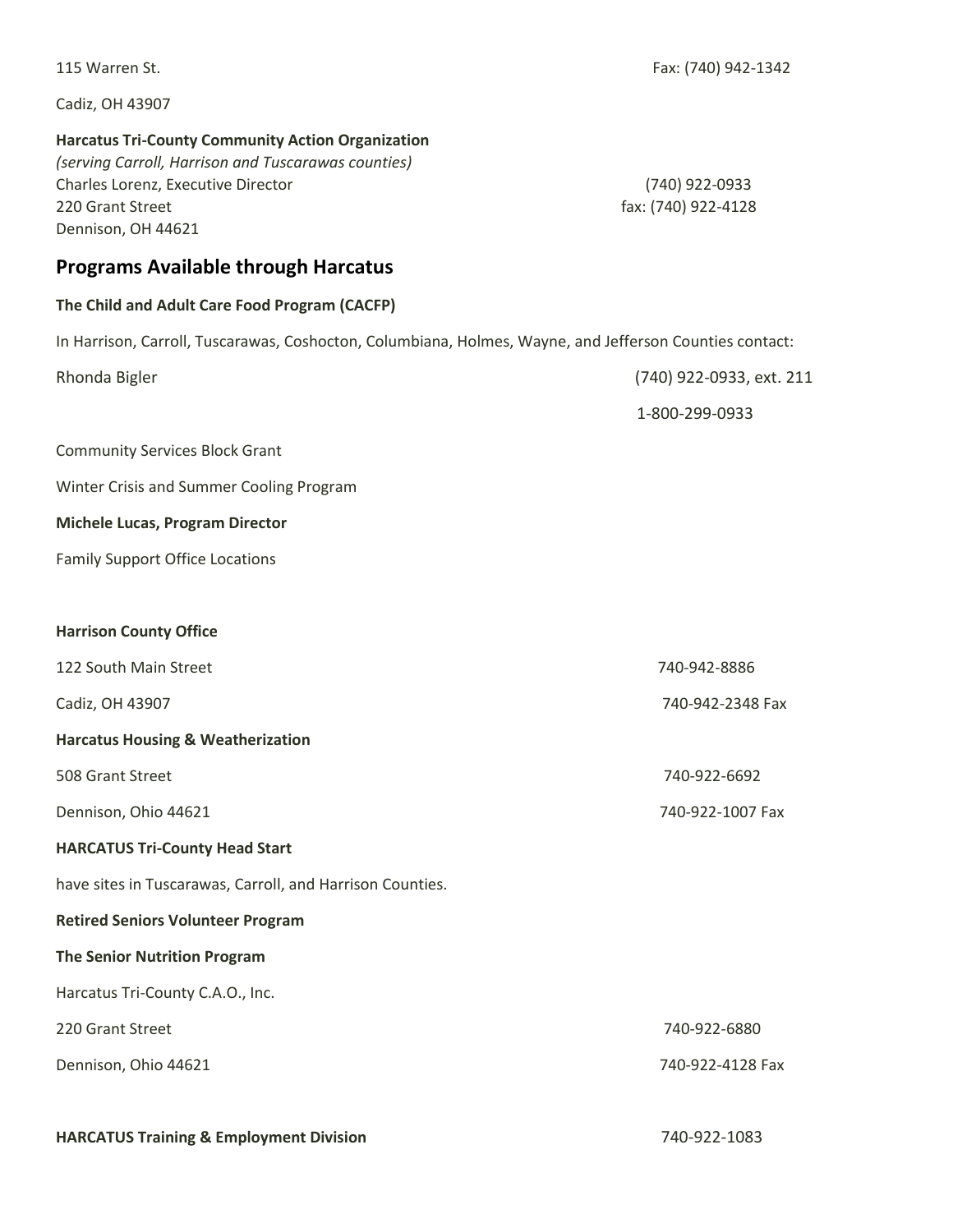115 Warren St. Fax: (740) 942-1342

Cadiz, OH 43907

**Harcatus Tri-County Community Action Organization**
*(serving Carroll, Harrison and Tuscarawas counties)*
Charles Lorenz, Executive Director (740) 922-0933
220 Grant Street fax: (740) 922-4128
Dennison, OH 44621

## Programs Available through Harcatus

**The Child and Adult Care Food Program (CACFP)**

In Harrison, Carroll, Tuscarawas, Coshocton, Columbiana, Holmes, Wayne, and Jefferson Counties contact:

Rhonda Bigler (740) 922-0933, ext. 211

1-800-299-0933

Community Services Block Grant

Winter Crisis and Summer Cooling Program

**Michele Lucas, Program Director**

Family Support Office Locations

**Harrison County Office**

122 South Main Street 740-942-8886

Cadiz, OH 43907 740-942-2348 Fax

**Harcatus Housing & Weatherization**

508 Grant Street 740-922-6692

Dennison, Ohio 44621 740-922-1007 Fax

**HARCATUS Tri-County Head Start**

have sites in Tuscarawas, Carroll, and Harrison Counties.

**Retired Seniors Volunteer Program**

**The Senior Nutrition Program**

Harcatus Tri-County C.A.O., Inc.

220 Grant Street 740-922-6880

Dennison, Ohio 44621 740-922-4128 Fax

**HARCATUS Training & Employment Division** 740-922-1083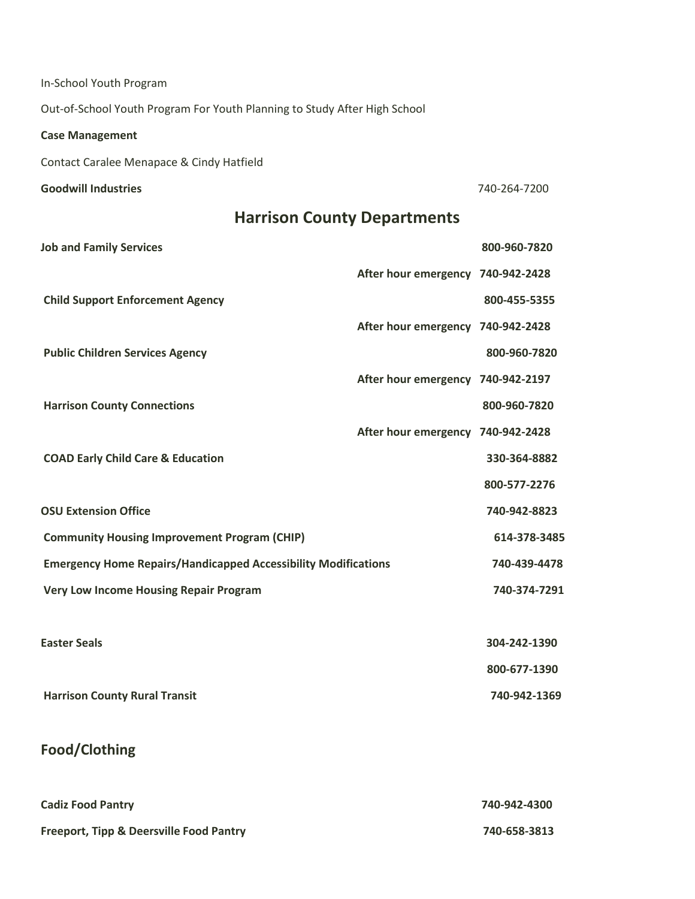In-School Youth Program

Out-of-School Youth Program For Youth Planning to Study After High School

**Case Management**

Contact Caralee Menapace & Cindy Hatfield

**Goodwill Industries** 740-264-7200

## Harrison County Departments

| | | |
|---|---|---|
| **Job and Family Services** | | **800-960-7820** |
| | **After hour emergency** | **740-942-2428** |
| **Child Support Enforcement Agency** | | **800-455-5355** |
| | **After hour emergency** | **740-942-2428** |
| **Public Children Services Agency** | | **800-960-7820** |
| | **After hour emergency** | **740-942-2197** |
| **Harrison County Connections** | | **800-960-7820** |
| | **After hour emergency** | **740-942-2428** |
| **COAD Early Child Care & Education** | | **330-364-8882** |
| | | **800-577-2276** |
| **OSU Extension Office** | | **740-942-8823** |
| **Community Housing Improvement Program (CHIP)** | | **614-378-3485** |
| **Emergency Home Repairs/Handicapped Accessibility Modifications** | | **740-439-4478** |
| **Very Low Income Housing Repair Program** | | **740-374-7291** |
| **Easter Seals** | | **304-242-1390** |
| | | **800-677-1390** |
| **Harrison County Rural Transit** | | **740-942-1369** |

## Food/Clothing

| | |
|---|---|
| **Cadiz Food Pantry** | **740-942-4300** |
| **Freeport, Tipp & Deersville Food Pantry** | **740-658-3813** |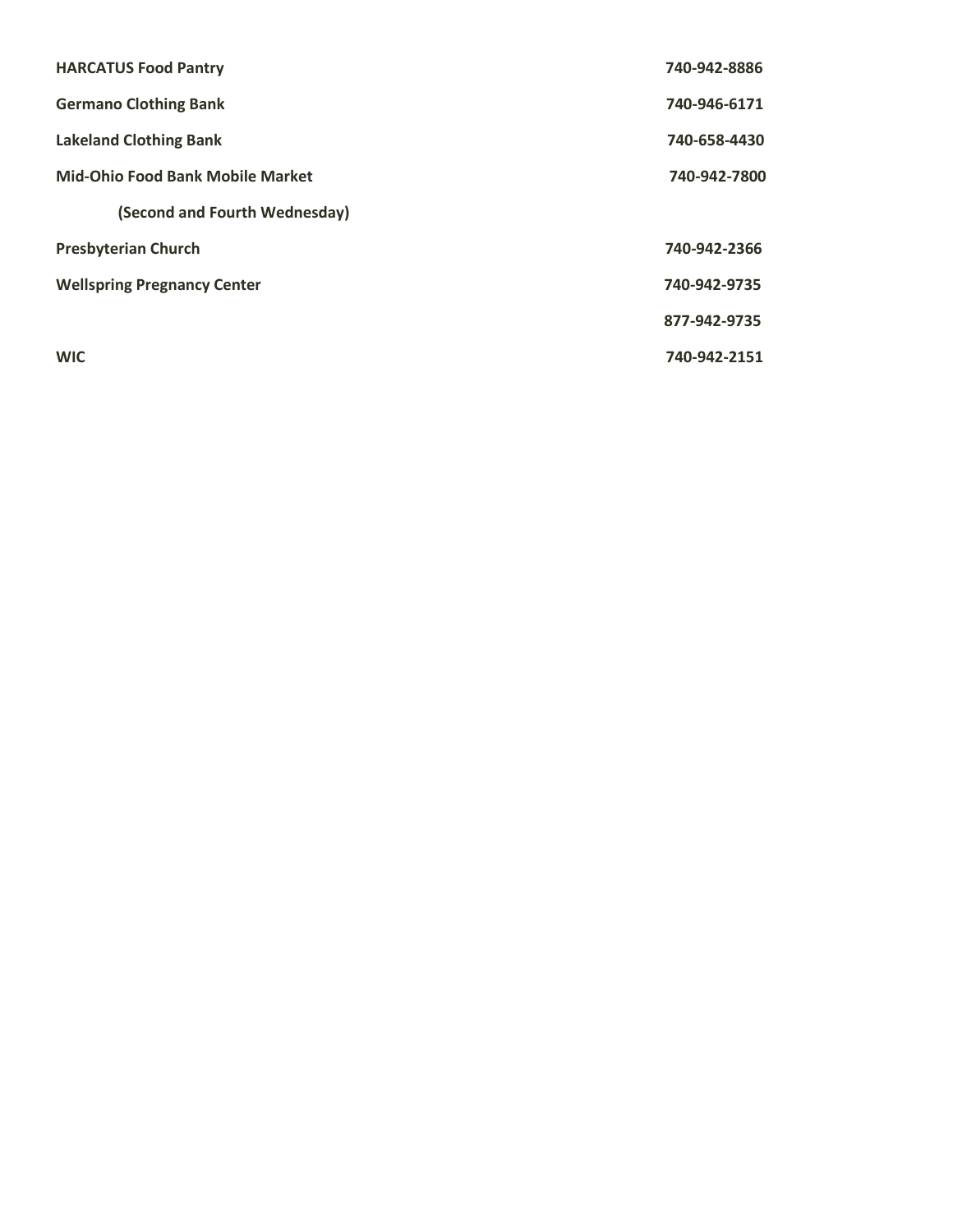| | |
|---|---|
| **HARCATUS Food Pantry** | **740-942-8886** |
| **Germano Clothing Bank** | **740-946-6171** |
| **Lakeland Clothing Bank** | **740-658-4430** |
| **Mid-Ohio Food Bank Mobile Market** | **740-942-7800** |
| **(Second and Fourth Wednesday)** | |
| **Presbyterian Church** | **740-942-2366** |
| **Wellspring Pregnancy Center** | **740-942-9735** |
| | **877-942-9735** |
| **WIC** | **740-942-2151** |